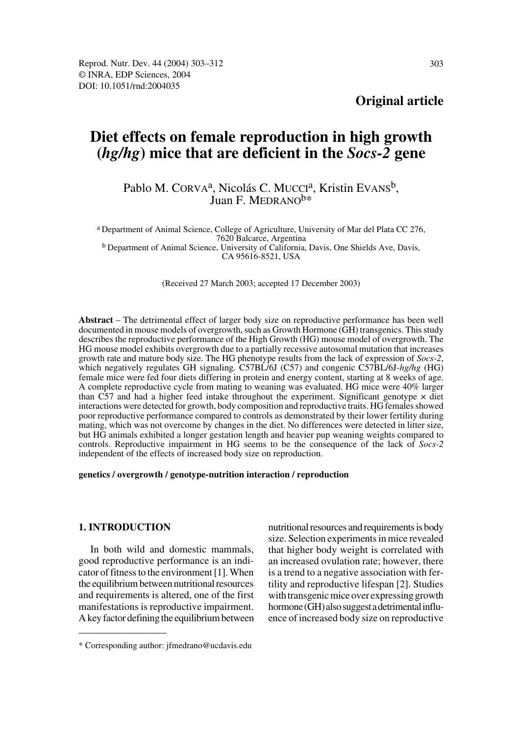**Original article**

# Diet effects on female reproduction in high growth (*hg/hg*) mice that are deficient in the *Socs-2* gene

Pablo M. Corva[a], Nicolás C. Mucci[a], Kristin Evans[b], Juan F. Medrano[b]*

[a] Department of Animal Science, College of Agriculture, University of Mar del Plata CC 276, 7620 Balcarce, Argentina
[b] Department of Animal Science, University of California, Davis, One Shields Ave, Davis, CA 95616-8521, USA

(Received 27 March 2003; accepted 17 December 2003)

**Abstract** – The detrimental effect of larger body size on reproductive performance has been well documented in mouse models of overgrowth, such as Growth Hormone (GH) transgenics. This study describes the reproductive performance of the High Growth (HG) mouse model of overgrowth. The HG mouse model exhibits overgrowth due to a partially recessive autosomal mutation that increases growth rate and mature body size. The HG phenotype results from the lack of expression of *Socs-2*, which negatively regulates GH signaling. C57BL/6J (C57) and congenic C57BL/6J-*hg/hg* (HG) female mice were fed four diets differing in protein and energy content, starting at 8 weeks of age. A complete reproductive cycle from mating to weaning was evaluated. HG mice were 40% larger than C57 and had a higher feed intake throughout the experiment. Significant genotype × diet interactions were detected for growth, body composition and reproductive traits. HG females showed poor reproductive performance compared to controls as demonstrated by their lower fertility during mating, which was not overcome by changes in the diet. No differences were detected in litter size, but HG animals exhibited a longer gestation length and heavier pup weaning weights compared to controls. Reproductive impairment in HG seems to be the consequence of the lack of *Socs-2* independent of the effects of increased body size on reproduction.

**genetics / overgrowth / genotype-nutrition interaction / reproduction**

## 1. INTRODUCTION

In both wild and domestic mammals, good reproductive performance is an indicator of fitness to the environment [1]. When the equilibrium between nutritional resources and requirements is altered, one of the first manifestations is reproductive impairment. A key factor defining the equilibrium between nutritional resources and requirements is body size. Selection experiments in mice revealed that higher body weight is correlated with an increased ovulation rate; however, there is a trend to a negative association with fertility and reproductive lifespan [2]. Studies with transgenic mice over expressing growth hormone (GH) also suggest a detrimental influence of increased body size on reproductive

* Corresponding author: jfmedrano@ucdavis.edu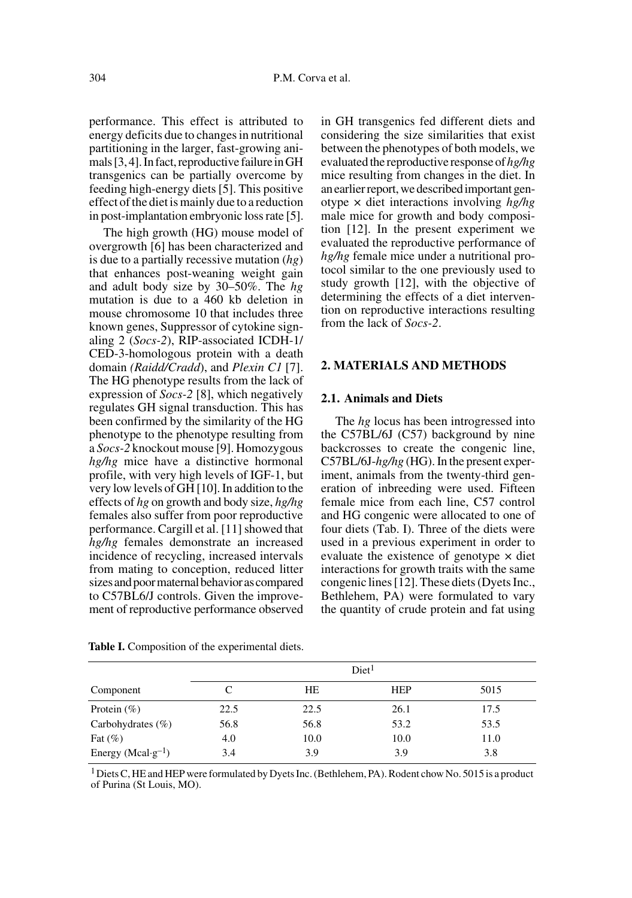performance. This effect is attributed to energy deficits due to changes in nutritional partitioning in the larger, fast-growing animals [3, 4]. In fact, reproductive failure in GH transgenics can be partially overcome by feeding high-energy diets [5]. This positive effect of the diet is mainly due to a reduction in post-implantation embryonic loss rate [5].

The high growth (HG) mouse model of overgrowth [6] has been characterized and is due to a partially recessive mutation (*hg*) that enhances post-weaning weight gain and adult body size by 30–50%. The *hg* mutation is due to a 460 kb deletion in mouse chromosome 10 that includes three known genes, Suppressor of cytokine signaling 2 (*Socs-2*), RIP-associated ICDH-1/CED-3-homologous protein with a death domain *(Raidd/Cradd)*, and *Plexin C1* [7]. The HG phenotype results from the lack of expression of *Socs-2* [8], which negatively regulates GH signal transduction. This has been confirmed by the similarity of the HG phenotype to the phenotype resulting from a *Socs-2* knockout mouse [9]. Homozygous *hg/hg* mice have a distinctive hormonal profile, with very high levels of IGF-1, but very low levels of GH [10]. In addition to the effects of *hg* on growth and body size, *hg/hg* females also suffer from poor reproductive performance. Cargill et al. [11] showed that *hg/hg* females demonstrate an increased incidence of recycling, increased intervals from mating to conception, reduced litter sizes and poor maternal behavior as compared to C57BL6/J controls. Given the improvement of reproductive performance observed in GH transgenics fed different diets and considering the size similarities that exist between the phenotypes of both models, we evaluated the reproductive response of *hg/hg* mice resulting from changes in the diet. In an earlier report, we described important genotype × diet interactions involving *hg/hg* male mice for growth and body composition [12]. In the present experiment we evaluated the reproductive performance of *hg/hg* female mice under a nutritional protocol similar to the one previously used to study growth [12], with the objective of determining the effects of a diet intervention on reproductive interactions resulting from the lack of *Socs-2*.

## 2. MATERIALS AND METHODS

### 2.1. Animals and Diets

The *hg* locus has been introgressed into the C57BL/6J (C57) background by nine backcrosses to create the congenic line, C57BL/6J-*hg/hg* (HG). In the present experiment, animals from the twenty-third generation of inbreeding were used. Fifteen female mice from each line, C57 control and HG congenic were allocated to one of four diets (Tab. I). Three of the diets were used in a previous experiment in order to evaluate the existence of genotype × diet interactions for growth traits with the same congenic lines [12]. These diets (Dyets Inc., Bethlehem, PA) were formulated to vary the quantity of crude protein and fat using

**Table I.** Composition of the experimental diets.

| Component | Diet[1] C | HE | HEP | 5015 |
|---|---|---|---|---|
| Protein (%) | 22.5 | 22.5 | 26.1 | 17.5 |
| Carbohydrates (%) | 56.8 | 56.8 | 53.2 | 53.5 |
| Fat (%) | 4.0 | 10.0 | 10.0 | 11.0 |
| Energy ($\text{Mcal}\cdot\text{g}^{-1}$) | 3.4 | 3.9 | 3.9 | 3.8 |

[1] Diets C, HE and HEP were formulated by Dyets Inc. (Bethlehem, PA). Rodent chow No. 5015 is a product of Purina (St Louis, MO).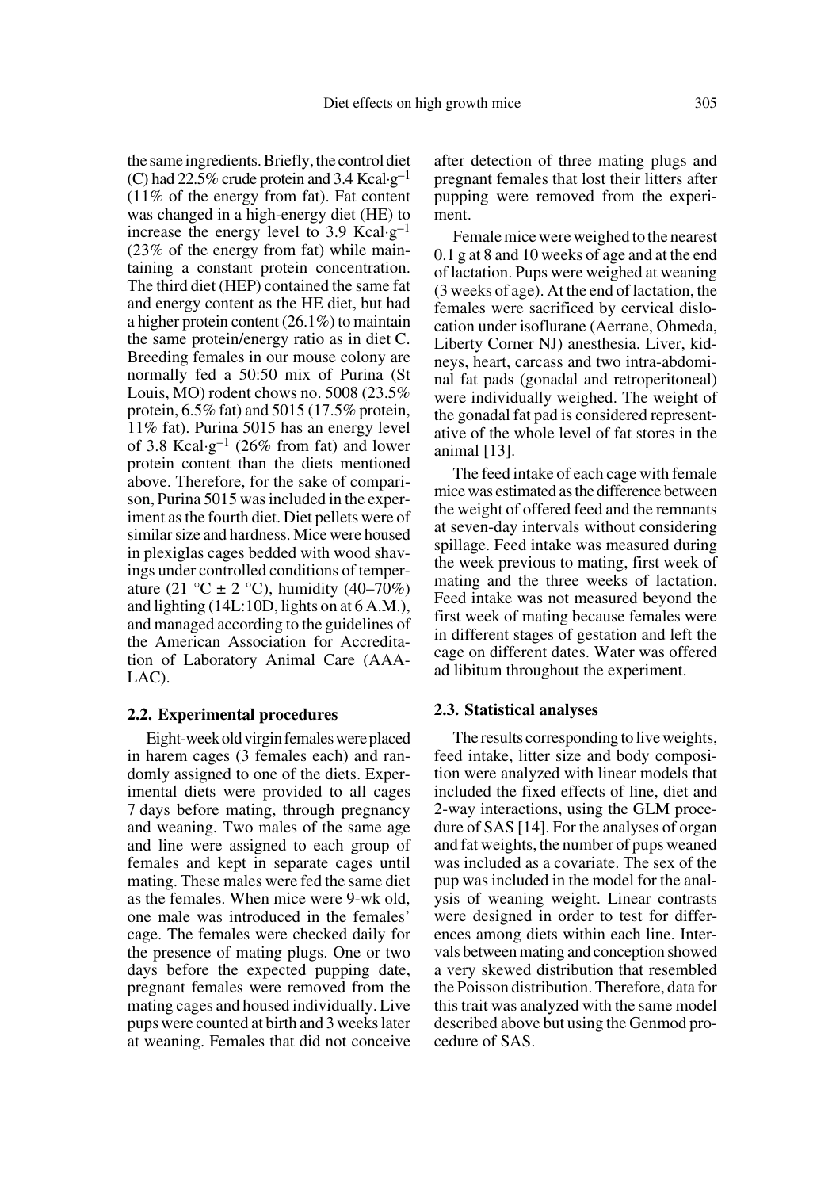the same ingredients. Briefly, the control diet (C) had 22.5% crude protein and 3.4 Kcal·g$^{-1}$ (11% of the energy from fat). Fat content was changed in a high-energy diet (HE) to increase the energy level to 3.9 Kcal·g$^{-1}$ (23% of the energy from fat) while maintaining a constant protein concentration. The third diet (HEP) contained the same fat and energy content as the HE diet, but had a higher protein content (26.1%) to maintain the same protein/energy ratio as in diet C. Breeding females in our mouse colony are normally fed a 50:50 mix of Purina (St Louis, MO) rodent chows no. 5008 (23.5% protein, 6.5% fat) and 5015 (17.5% protein, 11% fat). Purina 5015 has an energy level of 3.8 Kcal·g$^{-1}$ (26% from fat) and lower protein content than the diets mentioned above. Therefore, for the sake of comparison, Purina 5015 was included in the experiment as the fourth diet. Diet pellets were of similar size and hardness. Mice were housed in plexiglas cages bedded with wood shavings under controlled conditions of temperature (21 °C ± 2 °C), humidity (40–70%) and lighting (14L:10D, lights on at 6 A.M.), and managed according to the guidelines of the American Association for Accreditation of Laboratory Animal Care (AAALAC).

## 2.2. Experimental procedures

Eight-week old virgin females were placed in harem cages (3 females each) and randomly assigned to one of the diets. Experimental diets were provided to all cages 7 days before mating, through pregnancy and weaning. Two males of the same age and line were assigned to each group of females and kept in separate cages until mating. These males were fed the same diet as the females. When mice were 9-wk old, one male was introduced in the females' cage. The females were checked daily for the presence of mating plugs. One or two days before the expected pupping date, pregnant females were removed from the mating cages and housed individually. Live pups were counted at birth and 3 weeks later at weaning. Females that did not conceive after detection of three mating plugs and pregnant females that lost their litters after pupping were removed from the experiment.

Female mice were weighed to the nearest 0.1 g at 8 and 10 weeks of age and at the end of lactation. Pups were weighed at weaning (3 weeks of age). At the end of lactation, the females were sacrificed by cervical dislocation under isoflurane (Aerrane, Ohmeda, Liberty Corner NJ) anesthesia. Liver, kidneys, heart, carcass and two intra-abdominal fat pads (gonadal and retroperitoneal) were individually weighed. The weight of the gonadal fat pad is considered representative of the whole level of fat stores in the animal [13].

The feed intake of each cage with female mice was estimated as the difference between the weight of offered feed and the remnants at seven-day intervals without considering spillage. Feed intake was measured during the week previous to mating, first week of mating and the three weeks of lactation. Feed intake was not measured beyond the first week of mating because females were in different stages of gestation and left the cage on different dates. Water was offered ad libitum throughout the experiment.

## 2.3. Statistical analyses

The results corresponding to live weights, feed intake, litter size and body composition were analyzed with linear models that included the fixed effects of line, diet and 2-way interactions, using the GLM procedure of SAS [14]. For the analyses of organ and fat weights, the number of pups weaned was included as a covariate. The sex of the pup was included in the model for the analysis of weaning weight. Linear contrasts were designed in order to test for differences among diets within each line. Intervals between mating and conception showed a very skewed distribution that resembled the Poisson distribution. Therefore, data for this trait was analyzed with the same model described above but using the Genmod procedure of SAS.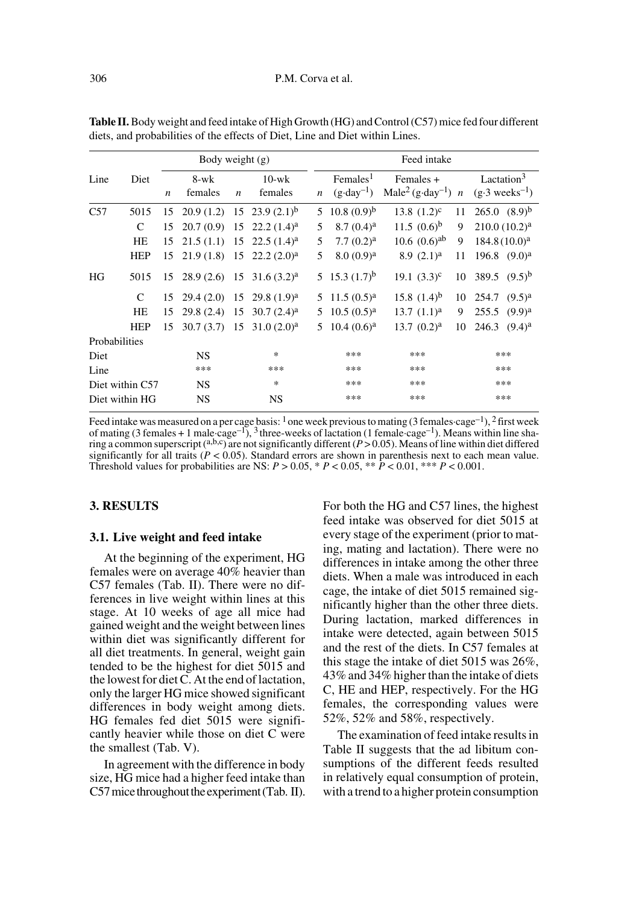**Table II.** Body weight and feed intake of High Growth (HG) and Control (C57) mice fed four different diets, and probabilities of the effects of Diet, Line and Diet within Lines.

| Line | Diet | Body weight (g) | | | | Feed intake | | | | |
|---|---|---|---|---|---|---|---|---|---|---|
| | | $n$ | 8-wk females | $n$ | 10-wk females | $n$ | Females[1] ($g \cdot day^{-1}$) | Females + Male[2] ($g \cdot day^{-1}$) | $n$ | Lactation[3] ($g \cdot 3\ weeks^{-1}$) |
| C57 | 5015 | 15 | 20.9 (1.2) | 15 | 23.9 (2.1)$^{b}$ | 5 | 10.8 (0.9)$^{b}$ | 13.8 (1.2)$^{c}$ | 11 | 265.0 (8.9)$^{b}$ |
| | C | 15 | 20.7 (0.9) | 15 | 22.2 (1.4)$^{a}$ | 5 | 8.7 (0.4)$^{a}$ | 11.5 (0.6)$^{b}$ | 9 | 210.0 (10.2)$^{a}$ |
| | HE | 15 | 21.5 (1.1) | 15 | 22.5 (1.4)$^{a}$ | 5 | 7.7 (0.2)$^{a}$ | 10.6 (0.6)$^{ab}$ | 9 | 184.8 (10.0)$^{a}$ |
| | HEP | 15 | 21.9 (1.8) | 15 | 22.2 (2.0)$^{a}$ | 5 | 8.0 (0.9)$^{a}$ | 8.9 (2.1)$^{a}$ | 11 | 196.8 (9.0)$^{a}$ |
| HG | 5015 | 15 | 28.9 (2.6) | 15 | 31.6 (3.2)$^{a}$ | 5 | 15.3 (1.7)$^{b}$ | 19.1 (3.3)$^{c}$ | 10 | 389.5 (9.5)$^{b}$ |
| | C | 15 | 29.4 (2.0) | 15 | 29.8 (1.9)$^{a}$ | 5 | 11.5 (0.5)$^{a}$ | 15.8 (1.4)$^{b}$ | 10 | 254.7 (9.5)$^{a}$ |
| | HE | 15 | 29.8 (2.4) | 15 | 30.7 (2.4)$^{a}$ | 5 | 10.5 (0.5)$^{a}$ | 13.7 (1.1)$^{a}$ | 9 | 255.5 (9.9)$^{a}$ |
| | HEP | 15 | 30.7 (3.7) | 15 | 31.0 (2.0)$^{a}$ | 5 | 10.4 (0.6)$^{a}$ | 13.7 (0.2)$^{a}$ | 10 | 246.3 (9.4)$^{a}$ |
| Probabilities | | | | | | | | | | |
| Diet | | | NS | | * | | *** | *** | | *** |
| Line | | | *** | | *** | | *** | *** | | *** |
| Diet within C57 | | | NS | | * | | *** | *** | | *** |
| Diet within HG | | | NS | | NS | | *** | *** | | *** |

Feed intake was measured on a per cage basis: [1] one week previous to mating (3 females·cage$^{-1}$), [2] first week of mating (3 females + 1 male·cage$^{-1}$), [3] three-weeks of lactation (1 female·cage$^{-1}$). Means within line sharing a common superscript ($^{a,b,c}$) are not significantly different ($P > 0.05$). Means of line within diet differed significantly for all traits ($P < 0.05$). Standard errors are shown in parenthesis next to each mean value. Threshold values for probabilities are NS: $P > 0.05$, * $P < 0.05$, ** $P < 0.01$, *** $P < 0.001$.

## 3. RESULTS

### 3.1. Live weight and feed intake

At the beginning of the experiment, HG females were on average 40% heavier than C57 females (Tab. II). There were no differences in live weight within lines at this stage. At 10 weeks of age all mice had gained weight and the weight between lines within diet was significantly different for all diet treatments. In general, weight gain tended to be the highest for diet 5015 and the lowest for diet C. At the end of lactation, only the larger HG mice showed significant differences in body weight among diets. HG females fed diet 5015 were significantly heavier while those on diet C were the smallest (Tab. V).

In agreement with the difference in body size, HG mice had a higher feed intake than C57 mice throughout the experiment (Tab. II). For both the HG and C57 lines, the highest feed intake was observed for diet 5015 at every stage of the experiment (prior to mating, mating and lactation). There were no differences in intake among the other three diets. When a male was introduced in each cage, the intake of diet 5015 remained significantly higher than the other three diets. During lactation, marked differences in intake were detected, again between 5015 and the rest of the diets. In C57 females at this stage the intake of diet 5015 was 26%, 43% and 34% higher than the intake of diets C, HE and HEP, respectively. For the HG females, the corresponding values were 52%, 52% and 58%, respectively.

The examination of feed intake results in Table II suggests that the ad libitum consumptions of the different feeds resulted in relatively equal consumption of protein, with a trend to a higher protein consumption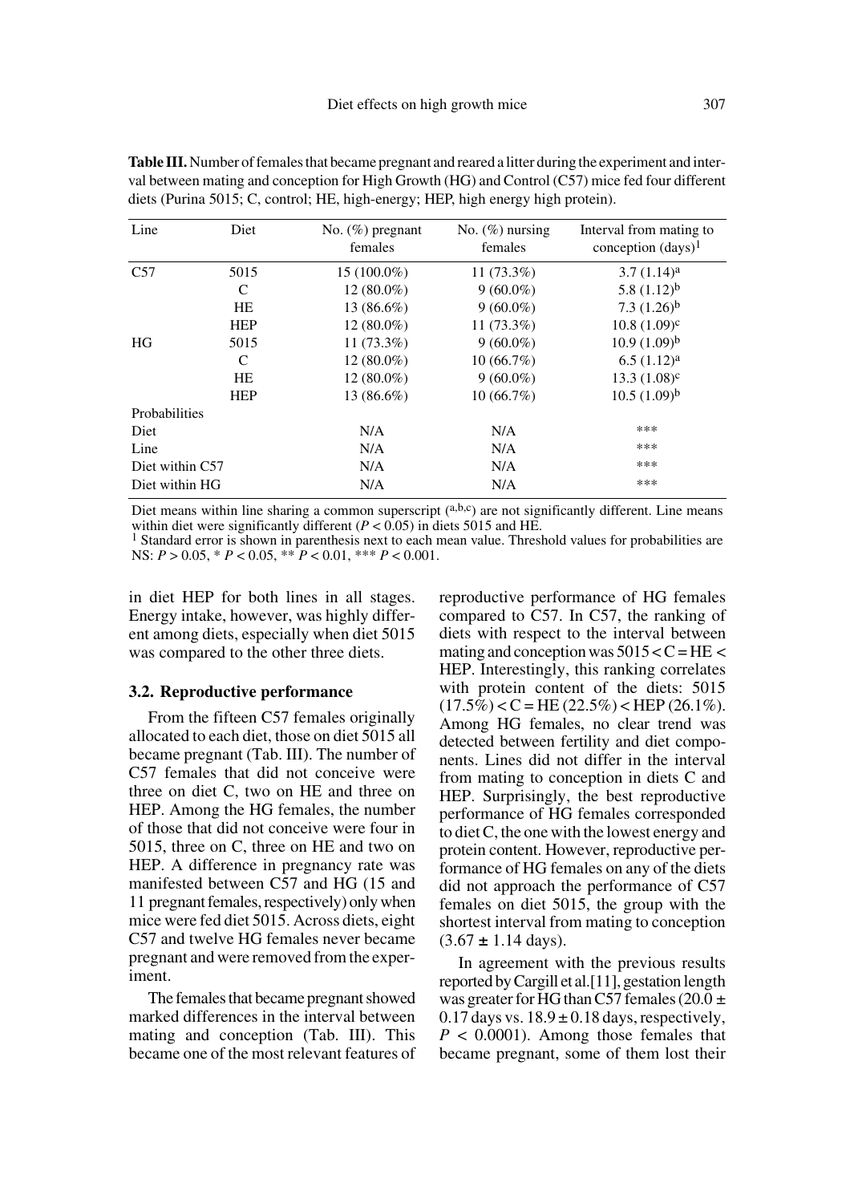**Table III.** Number of females that became pregnant and reared a litter during the experiment and interval between mating and conception for High Growth (HG) and Control (C57) mice fed four different diets (Purina 5015; C, control; HE, high-energy; HEP, high energy high protein).

| Line | Diet | No. (%) pregnant females | No. (%) nursing females | Interval from mating to conception (days)[1] |
|---|---|---|---|---|
| C57 | 5015 | 15 (100.0%) | 11 (73.3%) | 3.7 (1.14)[a] |
| | C | 12 (80.0%) | 9 (60.0%) | 5.8 (1.12)[b] |
| | HE | 13 (86.6%) | 9 (60.0%) | 7.3 (1.26)[b] |
| | HEP | 12 (80.0%) | 11 (73.3%) | 10.8 (1.09)[c] |
| HG | 5015 | 11 (73.3%) | 9 (60.0%) | 10.9 (1.09)[b] |
| | C | 12 (80.0%) | 10 (66.7%) | 6.5 (1.12)[a] |
| | HE | 12 (80.0%) | 9 (60.0%) | 13.3 (1.08)[c] |
| | HEP | 13 (86.6%) | 10 (66.7%) | 10.5 (1.09)[b] |
| Probabilities | | | | |
| Diet | | N/A | N/A | *** |
| Line | | N/A | N/A | *** |
| Diet within C57 | | N/A | N/A | *** |
| Diet within HG | | N/A | N/A | *** |

Diet means within line sharing a common superscript ([a,b,c]) are not significantly different. Line means within diet were significantly different ($P < 0.05$) in diets 5015 and HE.
[1] Standard error is shown in parenthesis next to each mean value. Threshold values for probabilities are NS: $P > 0.05$, * $P < 0.05$, ** $P < 0.01$, *** $P < 0.001$.

in diet HEP for both lines in all stages. Energy intake, however, was highly different among diets, especially when diet 5015 was compared to the other three diets.

### 3.2. Reproductive performance

From the fifteen C57 females originally allocated to each diet, those on diet 5015 all became pregnant (Tab. III). The number of C57 females that did not conceive were three on diet C, two on HE and three on HEP. Among the HG females, the number of those that did not conceive were four in 5015, three on C, three on HE and two on HEP. A difference in pregnancy rate was manifested between C57 and HG (15 and 11 pregnant females, respectively) only when mice were fed diet 5015. Across diets, eight C57 and twelve HG females never became pregnant and were removed from the experiment.

The females that became pregnant showed marked differences in the interval between mating and conception (Tab. III). This became one of the most relevant features of reproductive performance of HG females compared to C57. In C57, the ranking of diets with respect to the interval between mating and conception was 5015 < C = HE < HEP. Interestingly, this ranking correlates with protein content of the diets: 5015 (17.5%) < C = HE (22.5%) < HEP (26.1%). Among HG females, no clear trend was detected between fertility and diet components. Lines did not differ in the interval from mating to conception in diets C and HEP. Surprisingly, the best reproductive performance of HG females corresponded to diet C, the one with the lowest energy and protein content. However, reproductive performance of HG females on any of the diets did not approach the performance of C57 females on diet 5015, the group with the shortest interval from mating to conception (3.67 ± 1.14 days).

In agreement with the previous results reported by Cargill et al.[11], gestation length was greater for HG than C57 females (20.0 ± 0.17 days vs. 18.9 ± 0.18 days, respectively, $P < 0.0001$). Among those females that became pregnant, some of them lost their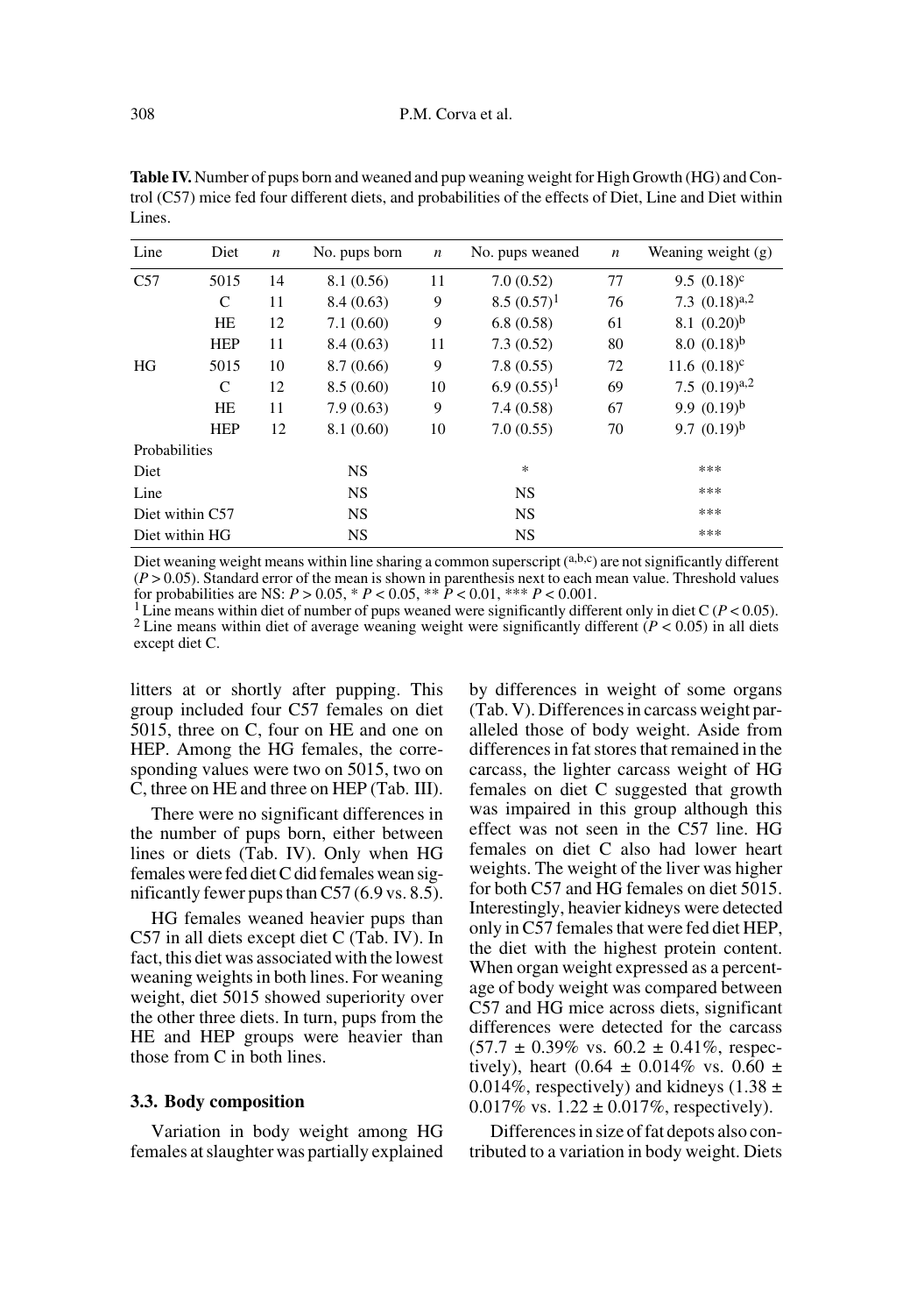**Table IV.** Number of pups born and weaned and pup weaning weight for High Growth (HG) and Control (C57) mice fed four different diets, and probabilities of the effects of Diet, Line and Diet within Lines.

| Line | Diet | *n* | No. pups born | *n* | No. pups weaned | *n* | Weaning weight (g) |
|---|---|---|---|---|---|---|---|
| C57 | 5015 | 14 | 8.1 (0.56) | 11 | 7.0 (0.52) | 77 | 9.5 (0.18)[c] |
| | C | 11 | 8.4 (0.63) | 9 | 8.5 (0.57)[1] | 76 | 7.3 (0.18)[a,2] |
| | HE | 12 | 7.1 (0.60) | 9 | 6.8 (0.58) | 61 | 8.1 (0.20)[b] |
| | HEP | 11 | 8.4 (0.63) | 11 | 7.3 (0.52) | 80 | 8.0 (0.18)[b] |
| HG | 5015 | 10 | 8.7 (0.66) | 9 | 7.8 (0.55) | 72 | 11.6 (0.18)[c] |
| | C | 12 | 8.5 (0.60) | 10 | 6.9 (0.55)[1] | 69 | 7.5 (0.19)[a,2] |
| | HE | 11 | 7.9 (0.63) | 9 | 7.4 (0.58) | 67 | 9.9 (0.19)[b] |
| | HEP | 12 | 8.1 (0.60) | 10 | 7.0 (0.55) | 70 | 9.7 (0.19)[b] |
| Probabilities | | | | | | | |
| Diet | | | NS | | * | | *** |
| Line | | | NS | | NS | | *** |
| Diet within C57 | | | NS | | NS | | *** |
| Diet within HG | | | NS | | NS | | *** |

Diet weaning weight means within line sharing a common superscript (a,b,c) are not significantly different ($P > 0.05$). Standard error of the mean is shown in parenthesis next to each mean value. Threshold values for probabilities are NS: $P > 0.05$, * $P < 0.05$, ** $P < 0.01$, *** $P < 0.001$.

[1] Line means within diet of number of pups weaned were significantly different only in diet C ($P < 0.05$).

[2] Line means within diet of average weaning weight were significantly different ($P < 0.05$) in all diets except diet C.

litters at or shortly after pupping. This group included four C57 females on diet 5015, three on C, four on HE and one on HEP. Among the HG females, the corresponding values were two on 5015, two on C, three on HE and three on HEP (Tab. III).

There were no significant differences in the number of pups born, either between lines or diets (Tab. IV). Only when HG females were fed diet C did females wean significantly fewer pups than C57 (6.9 vs. 8.5).

HG females weaned heavier pups than C57 in all diets except diet C (Tab. IV). In fact, this diet was associated with the lowest weaning weights in both lines. For weaning weight, diet 5015 showed superiority over the other three diets. In turn, pups from the HE and HEP groups were heavier than those from C in both lines.

### 3.3. Body composition

Variation in body weight among HG females at slaughter was partially explained by differences in weight of some organs (Tab. V). Differences in carcass weight paralleled those of body weight. Aside from differences in fat stores that remained in the carcass, the lighter carcass weight of HG females on diet C suggested that growth was impaired in this group although this effect was not seen in the C57 line. HG females on diet C also had lower heart weights. The weight of the liver was higher for both C57 and HG females on diet 5015. Interestingly, heavier kidneys were detected only in C57 females that were fed diet HEP, the diet with the highest protein content. When organ weight expressed as a percentage of body weight was compared between C57 and HG mice across diets, significant differences were detected for the carcass (57.7 ± 0.39% vs. 60.2 ± 0.41%, respectively), heart (0.64 ± 0.014% vs. 0.60 ± 0.014%, respectively) and kidneys (1.38 ± 0.017% vs. 1.22 ± 0.017%, respectively).

Differences in size of fat depots also contributed to a variation in body weight. Diets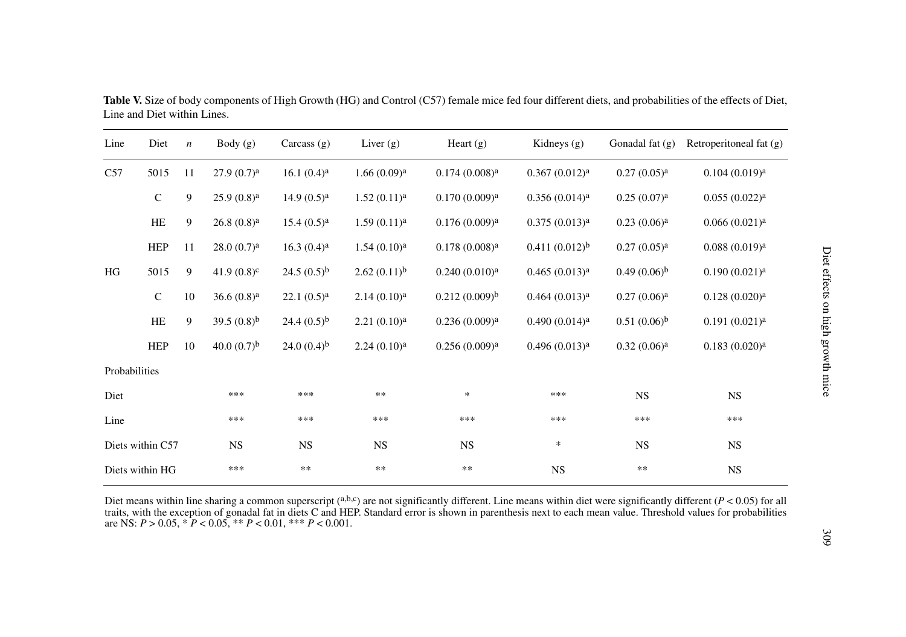**Table V.** Size of body components of High Growth (HG) and Control (C57) female mice fed four different diets, and probabilities of the effects of Diet, Line and Diet within Lines.

| Line | Diet | $n$ | Body (g) | Carcass (g) | Liver (g) | Heart (g) | Kidneys (g) | Gonadal fat (g) | Retroperitoneal fat (g) |
|---|---|---|---|---|---|---|---|---|---|
| C57 | 5015 | 11 | 27.9 (0.7)[a] | 16.1 (0.4)[a] | 1.66 (0.09)[a] | 0.174 (0.008)[a] | 0.367 (0.012)[a] | 0.27 (0.05)[a] | 0.104 (0.019)[a] |
| | C | 9 | 25.9 (0.8)[a] | 14.9 (0.5)[a] | 1.52 (0.11)[a] | 0.170 (0.009)[a] | 0.356 (0.014)[a] | 0.25 (0.07)[a] | 0.055 (0.022)[a] |
| | HE | 9 | 26.8 (0.8)[a] | 15.4 (0.5)[a] | 1.59 (0.11)[a] | 0.176 (0.009)[a] | 0.375 (0.013)[a] | 0.23 (0.06)[a] | 0.066 (0.021)[a] |
| | HEP | 11 | 28.0 (0.7)[a] | 16.3 (0.4)[a] | 1.54 (0.10)[a] | 0.178 (0.008)[a] | 0.411 (0.012)[b] | 0.27 (0.05)[a] | 0.088 (0.019)[a] |
| HG | 5015 | 9 | 41.9 (0.8)[c] | 24.5 (0.5)[b] | 2.62 (0.11)[b] | 0.240 (0.010)[a] | 0.465 (0.013)[a] | 0.49 (0.06)[b] | 0.190 (0.021)[a] |
| | C | 10 | 36.6 (0.8)[a] | 22.1 (0.5)[a] | 2.14 (0.10)[a] | 0.212 (0.009)[b] | 0.464 (0.013)[a] | 0.27 (0.06)[a] | 0.128 (0.020)[a] |
| | HE | 9 | 39.5 (0.8)[b] | 24.4 (0.5)[b] | 2.21 (0.10)[a] | 0.236 (0.009)[a] | 0.490 (0.014)[a] | 0.51 (0.06)[b] | 0.191 (0.021)[a] |
| | HEP | 10 | 40.0 (0.7)[b] | 24.0 (0.4)[b] | 2.24 (0.10)[a] | 0.256 (0.009)[a] | 0.496 (0.013)[a] | 0.32 (0.06)[a] | 0.183 (0.020)[a] |
| Probabilities | | | | | | | | | |
| Diet | | | *** | *** | ** | * | *** | NS | NS |
| Line | | | *** | *** | *** | *** | *** | *** | *** |
| Diets within C57 | | | NS | NS | NS | NS | * | NS | NS |
| Diets within HG | | | *** | ** | ** | ** | NS | ** | NS |

Diet means within line sharing a common superscript ([a,b,c]) are not significantly different. Line means within diet were significantly different ($P < 0.05$) for all traits, with the exception of gonadal fat in diets C and HEP. Standard error is shown in parenthesis next to each mean value. Threshold values for probabilities are NS: $P > 0.05$, * $P < 0.05$, ** $P < 0.01$, *** $P < 0.001$.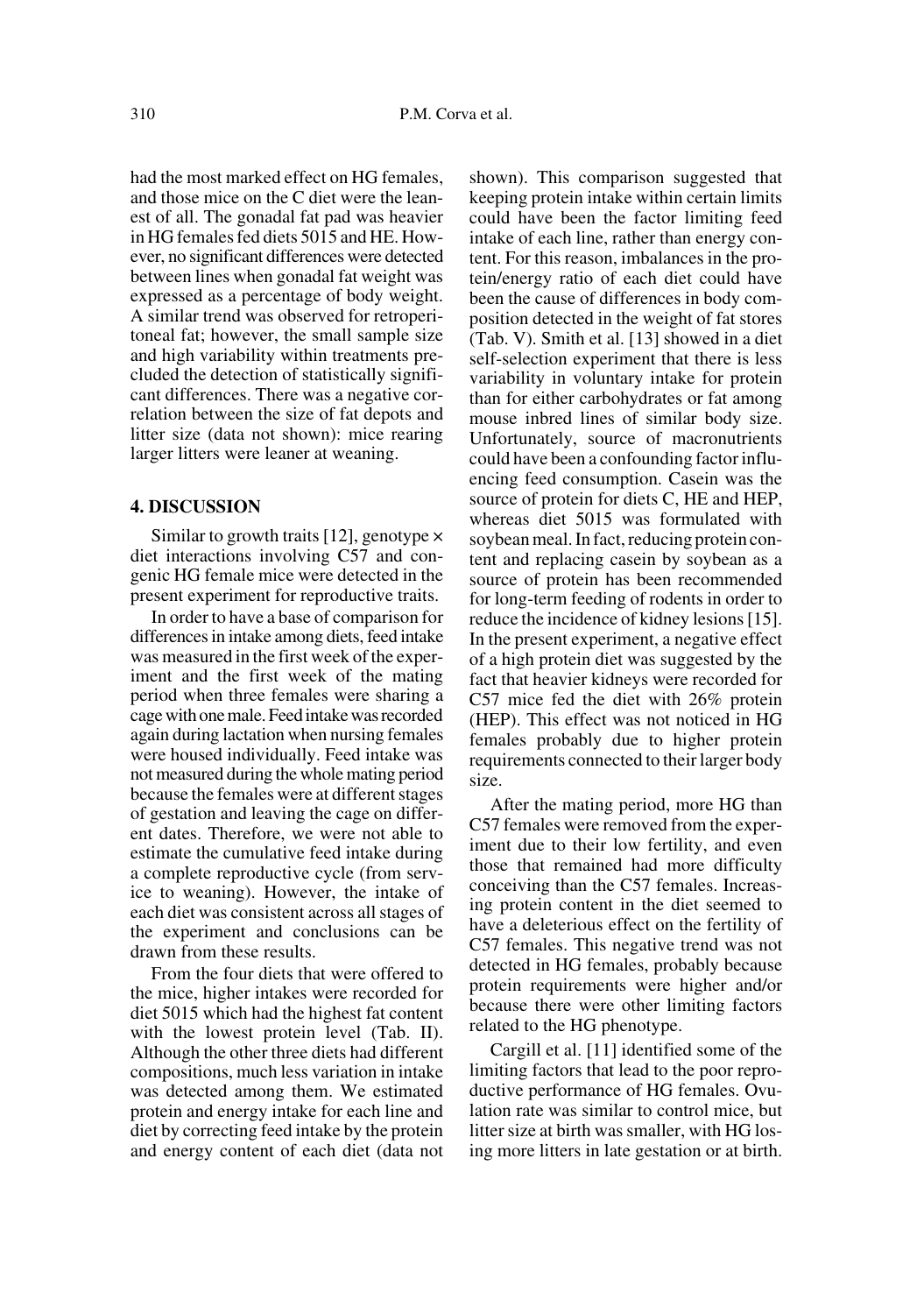had the most marked effect on HG females, and those mice on the C diet were the leanest of all. The gonadal fat pad was heavier in HG females fed diets 5015 and HE. However, no significant differences were detected between lines when gonadal fat weight was expressed as a percentage of body weight. A similar trend was observed for retroperitoneal fat; however, the small sample size and high variability within treatments precluded the detection of statistically significant differences. There was a negative correlation between the size of fat depots and litter size (data not shown): mice rearing larger litters were leaner at weaning.

## 4. DISCUSSION

Similar to growth traits [12], genotype × diet interactions involving C57 and congenic HG female mice were detected in the present experiment for reproductive traits.

In order to have a base of comparison for differences in intake among diets, feed intake was measured in the first week of the experiment and the first week of the mating period when three females were sharing a cage with one male. Feed intake was recorded again during lactation when nursing females were housed individually. Feed intake was not measured during the whole mating period because the females were at different stages of gestation and leaving the cage on different dates. Therefore, we were not able to estimate the cumulative feed intake during a complete reproductive cycle (from service to weaning). However, the intake of each diet was consistent across all stages of the experiment and conclusions can be drawn from these results.

From the four diets that were offered to the mice, higher intakes were recorded for diet 5015 which had the highest fat content with the lowest protein level (Tab. II). Although the other three diets had different compositions, much less variation in intake was detected among them. We estimated protein and energy intake for each line and diet by correcting feed intake by the protein and energy content of each diet (data not shown). This comparison suggested that keeping protein intake within certain limits could have been the factor limiting feed intake of each line, rather than energy content. For this reason, imbalances in the protein/energy ratio of each diet could have been the cause of differences in body composition detected in the weight of fat stores (Tab. V). Smith et al. [13] showed in a diet self-selection experiment that there is less variability in voluntary intake for protein than for either carbohydrates or fat among mouse inbred lines of similar body size. Unfortunately, source of macronutrients could have been a confounding factor influencing feed consumption. Casein was the source of protein for diets C, HE and HEP, whereas diet 5015 was formulated with soybean meal. In fact, reducing protein content and replacing casein by soybean as a source of protein has been recommended for long-term feeding of rodents in order to reduce the incidence of kidney lesions [15]. In the present experiment, a negative effect of a high protein diet was suggested by the fact that heavier kidneys were recorded for C57 mice fed the diet with 26% protein (HEP). This effect was not noticed in HG females probably due to higher protein requirements connected to their larger body size.

After the mating period, more HG than C57 females were removed from the experiment due to their low fertility, and even those that remained had more difficulty conceiving than the C57 females. Increasing protein content in the diet seemed to have a deleterious effect on the fertility of C57 females. This negative trend was not detected in HG females, probably because protein requirements were higher and/or because there were other limiting factors related to the HG phenotype.

Cargill et al. [11] identified some of the limiting factors that lead to the poor reproductive performance of HG females. Ovulation rate was similar to control mice, but litter size at birth was smaller, with HG losing more litters in late gestation or at birth.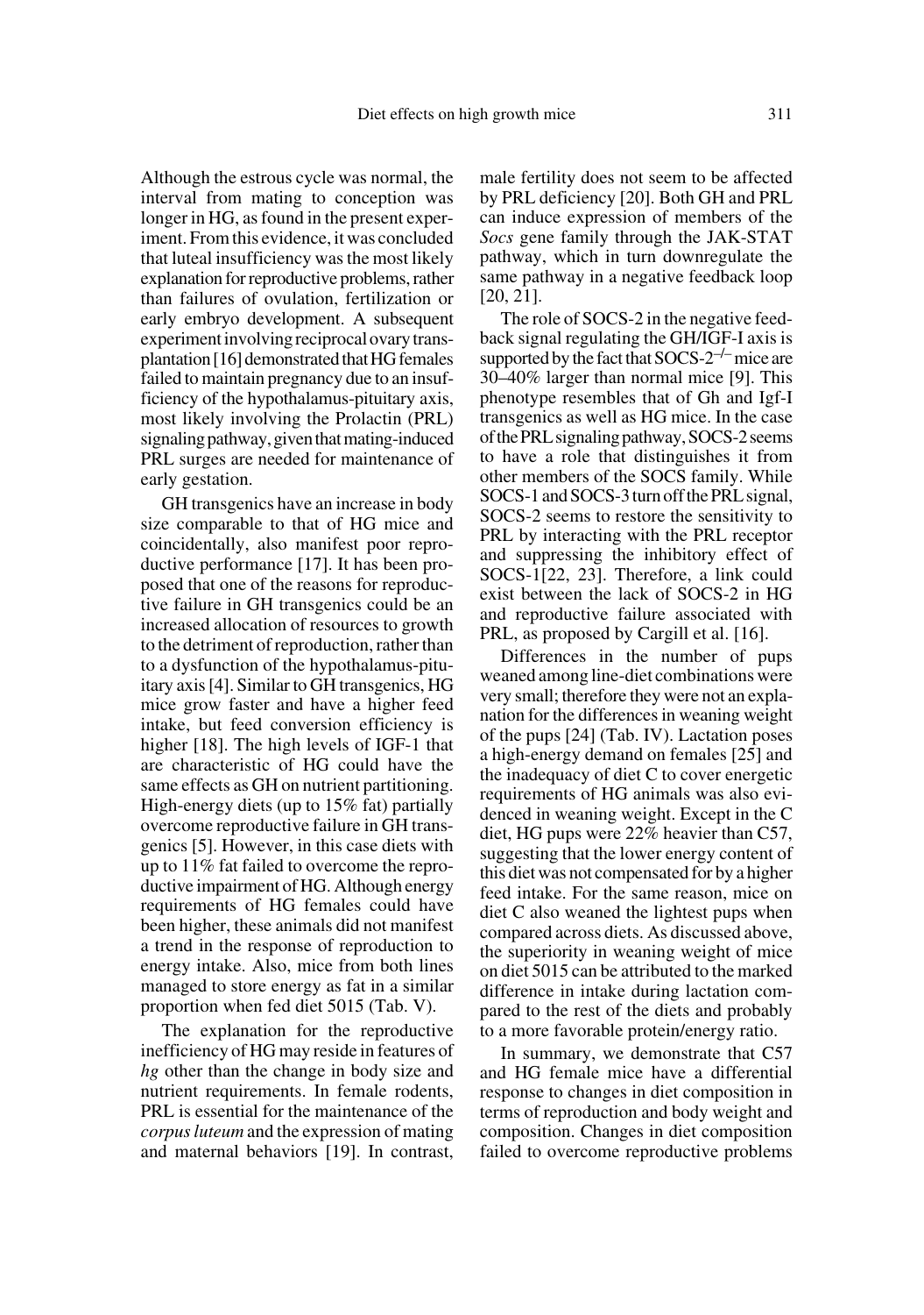Although the estrous cycle was normal, the interval from mating to conception was longer in HG, as found in the present experiment. From this evidence, it was concluded that luteal insufficiency was the most likely explanation for reproductive problems, rather than failures of ovulation, fertilization or early embryo development. A subsequent experiment involving reciprocal ovary transplantation [16] demonstrated that HG females failed to maintain pregnancy due to an insufficiency of the hypothalamus-pituitary axis, most likely involving the Prolactin (PRL) signaling pathway, given that mating-induced PRL surges are needed for maintenance of early gestation.

GH transgenics have an increase in body size comparable to that of HG mice and coincidentally, also manifest poor reproductive performance [17]. It has been proposed that one of the reasons for reproductive failure in GH transgenics could be an increased allocation of resources to growth to the detriment of reproduction, rather than to a dysfunction of the hypothalamus-pituitary axis [4]. Similar to GH transgenics, HG mice grow faster and have a higher feed intake, but feed conversion efficiency is higher [18]. The high levels of IGF-1 that are characteristic of HG could have the same effects as GH on nutrient partitioning. High-energy diets (up to 15% fat) partially overcome reproductive failure in GH transgenics [5]. However, in this case diets with up to 11% fat failed to overcome the reproductive impairment of HG. Although energy requirements of HG females could have been higher, these animals did not manifest a trend in the response of reproduction to energy intake. Also, mice from both lines managed to store energy as fat in a similar proportion when fed diet 5015 (Tab. V).

The explanation for the reproductive inefficiency of HG may reside in features of *hg* other than the change in body size and nutrient requirements. In female rodents, PRL is essential for the maintenance of the *corpus luteum* and the expression of mating and maternal behaviors [19]. In contrast, male fertility does not seem to be affected by PRL deficiency [20]. Both GH and PRL can induce expression of members of the *Socs* gene family through the JAK-STAT pathway, which in turn downregulate the same pathway in a negative feedback loop [20, 21].

The role of SOCS-2 in the negative feedback signal regulating the GH/IGF-I axis is supported by the fact that SOCS-$2^{-/-}$ mice are 30–40% larger than normal mice [9]. This phenotype resembles that of Gh and Igf-I transgenics as well as HG mice. In the case of the PRL signaling pathway, SOCS-2 seems to have a role that distinguishes it from other members of the SOCS family. While SOCS-1 and SOCS-3 turn off the PRL signal, SOCS-2 seems to restore the sensitivity to PRL by interacting with the PRL receptor and suppressing the inhibitory effect of SOCS-1[22, 23]. Therefore, a link could exist between the lack of SOCS-2 in HG and reproductive failure associated with PRL, as proposed by Cargill et al. [16].

Differences in the number of pups weaned among line-diet combinations were very small; therefore they were not an explanation for the differences in weaning weight of the pups [24] (Tab. IV). Lactation poses a high-energy demand on females [25] and the inadequacy of diet C to cover energetic requirements of HG animals was also evidenced in weaning weight. Except in the C diet, HG pups were 22% heavier than C57, suggesting that the lower energy content of this diet was not compensated for by a higher feed intake. For the same reason, mice on diet C also weaned the lightest pups when compared across diets. As discussed above, the superiority in weaning weight of mice on diet 5015 can be attributed to the marked difference in intake during lactation compared to the rest of the diets and probably to a more favorable protein/energy ratio.

In summary, we demonstrate that C57 and HG female mice have a differential response to changes in diet composition in terms of reproduction and body weight and composition. Changes in diet composition failed to overcome reproductive problems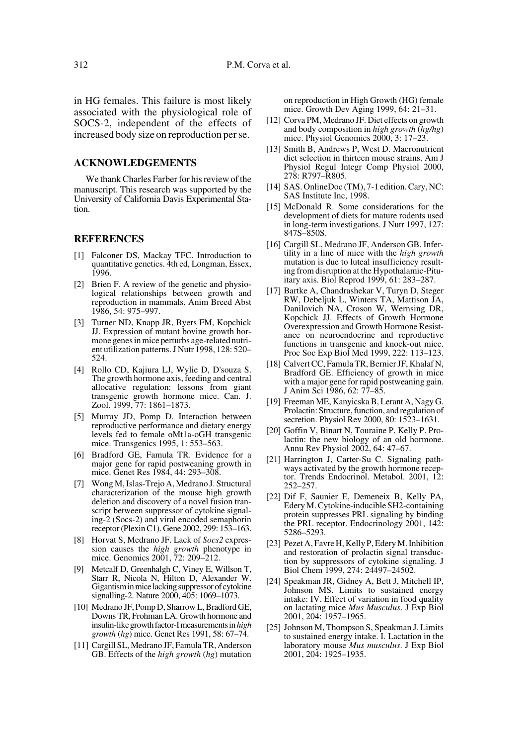in HG females. This failure is most likely associated with the physiological role of SOCS-2, independent of the effects of increased body size on reproduction per se.

## ACKNOWLEDGEMENTS

We thank Charles Farber for his review of the manuscript. This research was supported by the University of California Davis Experimental Station.

## REFERENCES

[1] Falconer DS, Mackay TFC. Introduction to quantitative genetics. 4th ed, Longman, Essex, 1996.

[2] Brien F. A review of the genetic and physiological relationships between growth and reproduction in mammals. Anim Breed Abst 1986, 54: 975–997.

[3] Turner ND, Knapp JR, Byers FM, Kopchick JJ. Expression of mutant bovine growth hormone genes in mice perturbs age-related nutrient utilization patterns. J Nutr 1998, 128: 520–524.

[4] Rollo CD, Kajiura LJ, Wylie D, D'souza S. The growth hormone axis, feeding and central allocative regulation: lessons from giant transgenic growth hormone mice. Can. J. Zool. 1999, 77: 1861–1873.

[5] Murray JD, Pomp D. Interaction between reproductive performance and dietary energy levels fed to female oMt1a-oGH transgenic mice. Transgenics 1995, 1: 553–563.

[6] Bradford GE, Famula TR. Evidence for a major gene for rapid postweaning growth in mice. Genet Res 1984, 44: 293–308.

[7] Wong M, Islas-Trejo A, Medrano J. Structural characterization of the mouse high growth deletion and discovery of a novel fusion transcript between suppressor of cytokine signaling-2 (Socs-2) and viral encoded semaphorin receptor (Plexin C1). Gene 2002, 299: 153–163.

[8] Horvat S, Medrano JF. Lack of *Socs2* expression causes the *high growth* phenotype in mice. Genomics 2001, 72: 209–212.

[9] Metcalf D, Greenhalgh C, Viney E, Willson T, Starr R, Nicola N, Hilton D, Alexander W. Gigantism in mice lacking suppressor of cytokine signalling-2. Nature 2000, 405: 1069–1073.

[10] Medrano JF, Pomp D, Sharrow L, Bradford GE, Downs TR, Frohman LA. Growth hormone and insulin-like growth factor-I measurements in *high growth* (*hg*) mice. Genet Res 1991, 58: 67–74.

[11] Cargill SL, Medrano JF, Famula TR, Anderson GB. Effects of the *high growth* (*hg*) mutation on reproduction in High Growth (HG) female mice. Growth Dev Aging 1999, 64: 21–31.

[12] Corva PM, Medrano JF. Diet effects on growth and body composition in *high growth* (*hg/hg*) mice. Physiol Genomics 2000, 3: 17–23.

[13] Smith B, Andrews P, West D. Macronutrient diet selection in thirteen mouse strains. Am J Physiol Regul Integr Comp Physiol 2000, 278: R797–R805.

[14] SAS. OnlineDoc (TM), 7-1 edition. Cary, NC: SAS Institute Inc, 1998.

[15] McDonald R. Some considerations for the development of diets for mature rodents used in long-term investigations. J Nutr 1997, 127: 847S–850S.

[16] Cargill SL, Medrano JF, Anderson GB. Infertility in a line of mice with the *high growth* mutation is due to luteal insufficiency resulting from disruption at the Hypothalamic-Pituitary axis. Biol Reprod 1999, 61: 283–287.

[17] Bartke A, Chandrashekar V, Turyn D, Steger RW, Debeljuk L, Winters TA, Mattison JA, Danilovich NA, Croson W, Wernsing DR, Kopchick JJ. Effects of Growth Hormone Overexpression and Growth Hormone Resistance on neuroendocrine and reproductive functions in transgenic and knock-out mice. Proc Soc Exp Biol Med 1999, 222: 113–123.

[18] Calvert CC, Famula TR, Bernier JF, Khalaf N, Bradford GE. Efficiency of growth in mice with a major gene for rapid postweaning gain. J Anim Sci 1986, 62: 77–85.

[19] Freeman ME, Kanyicska B, Lerant A, Nagy G. Prolactin: Structure, function, and regulation of secretion. Physiol Rev 2000, 80: 1523–1631.

[20] Goffin V, Binart N, Touraine P, Kelly P. Prolactin: the new biology of an old hormone. Annu Rev Physiol 2002, 64: 47–67.

[21] Harrington J, Carter-Su C. Signaling pathways activated by the growth hormone receptor. Trends Endocrinol. Metabol. 2001, 12: 252–257.

[22] Dif F, Saunier E, Demeneix B, Kelly PA, Edery M. Cytokine-inducible SH2-containing protein suppresses PRL signaling by binding the PRL receptor. Endocrinology 2001, 142: 5286–5293.

[23] Pezet A, Favre H, Kelly P, Edery M. Inhibition and restoration of prolactin signal transduction by suppressors of cytokine signaling. J Biol Chem 1999, 274: 24497–24502.

[24] Speakman JR, Gidney A, Bett J, Mitchell IP, Johnson MS. Limits to sustained energy intake: IV. Effect of variation in food quality on lactating mice *Mus Musculus*. J Exp Biol 2001, 204: 1957–1965.

[25] Johnson M, Thompson S, Speakman J. Limits to sustained energy intake. I. Lactation in the laboratory mouse *Mus musculus*. J Exp Biol 2001, 204: 1925–1935.